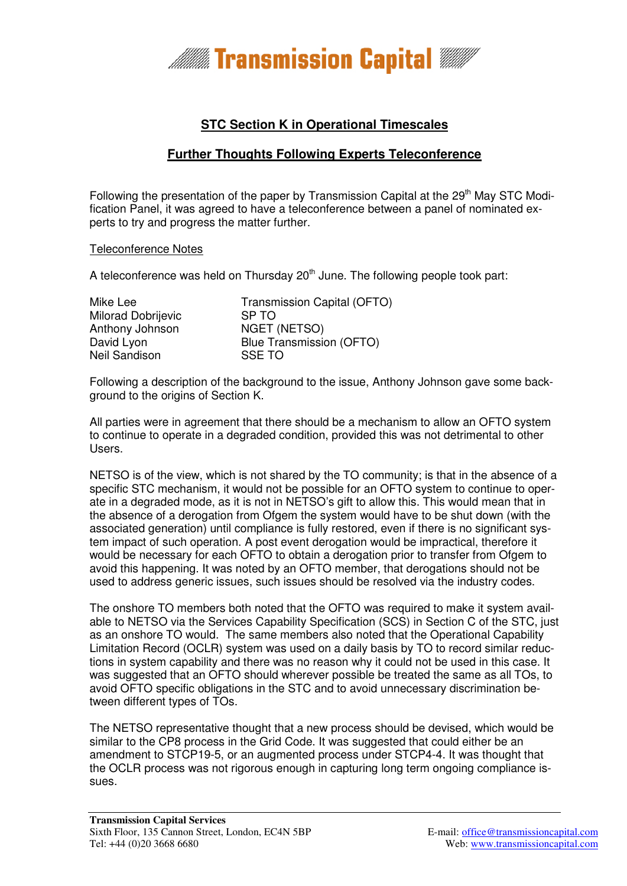# Transmission Capital

## STC Section K in Operational Timescales

## Further Thoughts Following Experts Teleconference

Following the presentation of the paper by Transmission Capital at the 29th May STC Modification Panel, it was agreed to have a teleconference between a panel of nominated experts to try and progress the matter further.

Teleconference Notes

A teleconference was held on Thursday 20th June. The following people took part:

| | |
|---|---|
| Mike Lee | Transmission Capital (OFTO) |
| Milorad Dobrijevic | SP TO |
| Anthony Johnson | NGET (NETSO) |
| David Lyon | Blue Transmission (OFTO) |
| Neil Sandison | SSE TO |

Following a description of the background to the issue, Anthony Johnson gave some background to the origins of Section K.

All parties were in agreement that there should be a mechanism to allow an OFTO system to continue to operate in a degraded condition, provided this was not detrimental to other Users.

NETSO is of the view, which is not shared by the TO community; is that in the absence of a specific STC mechanism, it would not be possible for an OFTO system to continue to operate in a degraded mode, as it is not in NETSO's gift to allow this. This would mean that in the absence of a derogation from Ofgem the system would have to be shut down (with the associated generation) until compliance is fully restored, even if there is no significant system impact of such operation. A post event derogation would be impractical, therefore it would be necessary for each OFTO to obtain a derogation prior to transfer from Ofgem to avoid this happening. It was noted by an OFTO member, that derogations should not be used to address generic issues, such issues should be resolved via the industry codes.

The onshore TO members both noted that the OFTO was required to make it system available to NETSO via the Services Capability Specification (SCS) in Section C of the STC, just as an onshore TO would. The same members also noted that the Operational Capability Limitation Record (OCLR) system was used on a daily basis by TO to record similar reductions in system capability and there was no reason why it could not be used in this case. It was suggested that an OFTO should wherever possible be treated the same as all TOs, to avoid OFTO specific obligations in the STC and to avoid unnecessary discrimination between different types of TOs.

The NETSO representative thought that a new process should be devised, which would be similar to the CP8 process in the Grid Code. It was suggested that could either be an amendment to STCP19-5, or an augmented process under STCP4-4. It was thought that the OCLR process was not rigorous enough in capturing long term ongoing compliance issues.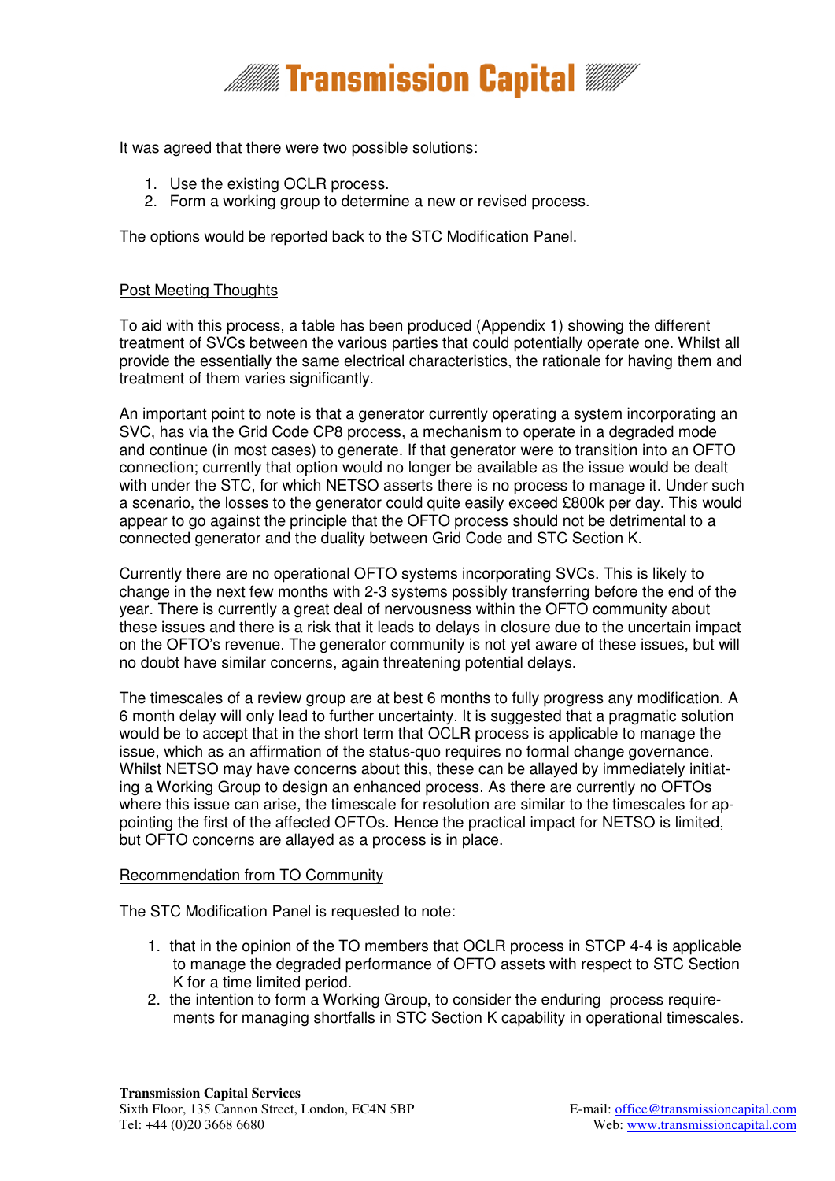It was agreed that there were two possible solutions:

1. Use the existing OCLR process.
2. Form a working group to determine a new or revised process.

The options would be reported back to the STC Modification Panel.

Post Meeting Thoughts

To aid with this process, a table has been produced (Appendix 1) showing the different treatment of SVCs between the various parties that could potentially operate one. Whilst all provide the essentially the same electrical characteristics, the rationale for having them and treatment of them varies significantly.

An important point to note is that a generator currently operating a system incorporating an SVC, has via the Grid Code CP8 process, a mechanism to operate in a degraded mode and continue (in most cases) to generate. If that generator were to transition into an OFTO connection; currently that option would no longer be available as the issue would be dealt with under the STC, for which NETSO asserts there is no process to manage it. Under such a scenario, the losses to the generator could quite easily exceed £800k per day. This would appear to go against the principle that the OFTO process should not be detrimental to a connected generator and the duality between Grid Code and STC Section K.

Currently there are no operational OFTO systems incorporating SVCs. This is likely to change in the next few months with 2-3 systems possibly transferring before the end of the year. There is currently a great deal of nervousness within the OFTO community about these issues and there is a risk that it leads to delays in closure due to the uncertain impact on the OFTO's revenue. The generator community is not yet aware of these issues, but will no doubt have similar concerns, again threatening potential delays.

The timescales of a review group are at best 6 months to fully progress any modification. A 6 month delay will only lead to further uncertainty. It is suggested that a pragmatic solution would be to accept that in the short term that OCLR process is applicable to manage the issue, which as an affirmation of the status-quo requires no formal change governance. Whilst NETSO may have concerns about this, these can be allayed by immediately initiating a Working Group to design an enhanced process. As there are currently no OFTOs where this issue can arise, the timescale for resolution are similar to the timescales for appointing the first of the affected OFTOs. Hence the practical impact for NETSO is limited, but OFTO concerns are allayed as a process is in place.

Recommendation from TO Community

The STC Modification Panel is requested to note:

1. that in the opinion of the TO members that OCLR process in STCP 4-4 is applicable to manage the degraded performance of OFTO assets with respect to STC Section K for a time limited period.
2. the intention to form a Working Group, to consider the enduring process requirements for managing shortfalls in STC Section K capability in operational timescales.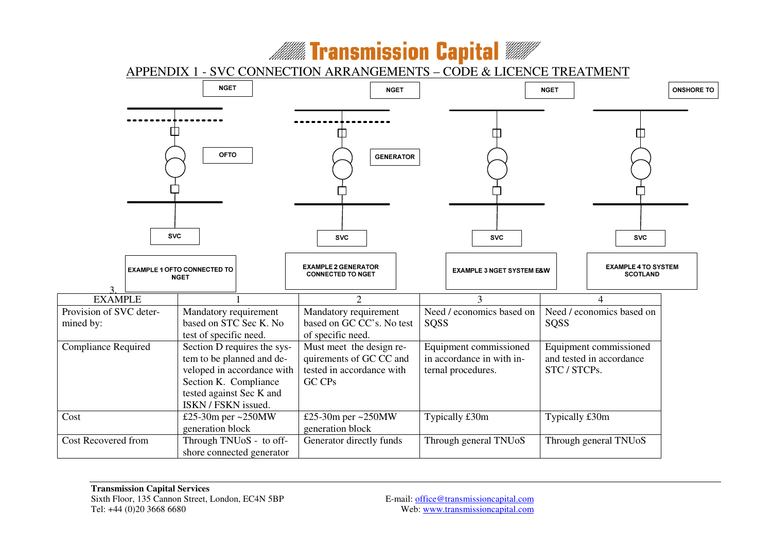## APPENDIX 1 - SVC CONNECTION ARRANGEMENTS – CODE & LICENCE TREATMENT

NGET | NGET | NGET | ONSHORE TO

OFTO | GENERATOR

SVC | SVC | SVC | SVC

EXAMPLE 1 OFTO CONNECTED TO NGET

EXAMPLE 2 GENERATOR CONNECTED TO NGET

EXAMPLE 3 NGET SYSTEM E&W

EXAMPLE 4 TO SYSTEM SCOTLAND

3.

| EXAMPLE | 1 | 2 | 3 | 4 |
|---|---|---|---|---|
| Provision of SVC determined by: | Mandatory requirement based on STC Sec K. No test of specific need. | Mandatory requirement based on GC CC's. No test of specific need. | Need / economics based on SQSS | Need / economics based on SQSS |
| Compliance Required | Section D requires the system to be planned and developed in accordance with Section K. Compliance tested against Sec K and ISKN / FSKN issued. | Must meet the design requirements of GC CC and tested in accordance with GC CPs | Equipment commissioned in accordance in with internal procedures. | Equipment commissioned and tested in accordance STC / STCPs. |
| Cost | £25-30m per ~250MW generation block | £25-30m per ~250MW generation block | Typically £30m | Typically £30m |
| Cost Recovered from | Through TNUoS - to offshore connected generator | Generator directly funds | Through general TNUoS | Through general TNUoS |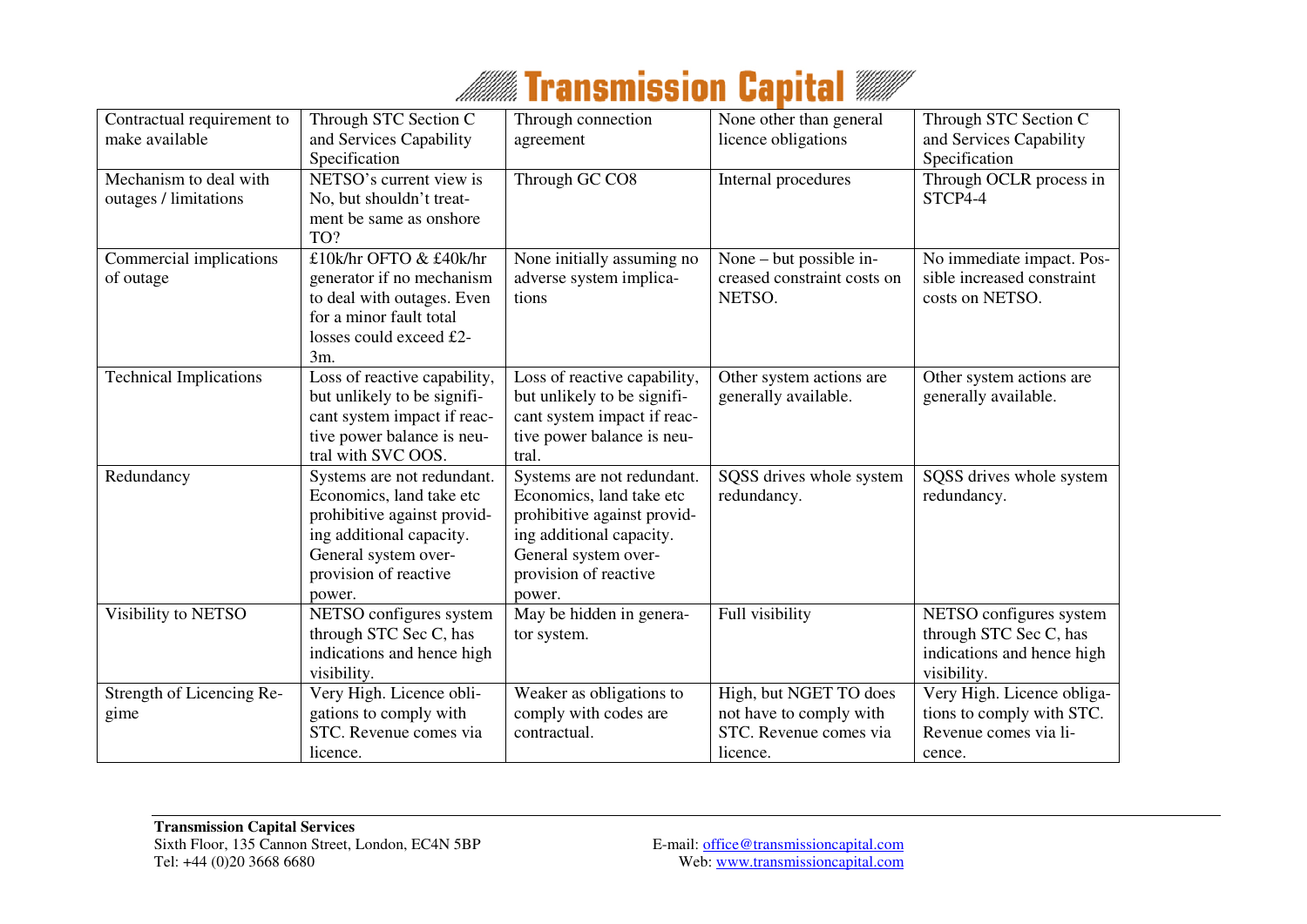| Contractual requirement to make available | Through STC Section C and Services Capability Specification | Through connection agreement | None other than general licence obligations | Through STC Section C and Services Capability Specification |
|---|---|---|---|---|
| Mechanism to deal with outages / limitations | NETSO's current view is No, but shouldn't treatment be same as onshore TO? | Through GC CO8 | Internal procedures | Through OCLR process in STCP4-4 |
| Commercial implications of outage | £10k/hr OFTO & £40k/hr generator if no mechanism to deal with outages. Even for a minor fault total losses could exceed £2-3m. | None initially assuming no adverse system implications | None – but possible increased constraint costs on NETSO. | No immediate impact. Possible increased constraint costs on NETSO. |
| Technical Implications | Loss of reactive capability, but unlikely to be significant system impact if reactive power balance is neutral with SVC OOS. | Loss of reactive capability, but unlikely to be significant system impact if reactive power balance is neutral. | Other system actions are generally available. | Other system actions are generally available. |
| Redundancy | Systems are not redundant. Economics, land take etc prohibitive against providing additional capacity. General system over-provision of reactive power. | Systems are not redundant. Economics, land take etc prohibitive against providing additional capacity. General system over-provision of reactive power. | SQSS drives whole system redundancy. | SQSS drives whole system redundancy. |
| Visibility to NETSO | NETSO configures system through STC Sec C, has indications and hence high visibility. | May be hidden in generator system. | Full visibility | NETSO configures system through STC Sec C, has indications and hence high visibility. |
| Strength of Licencing Regime | Very High. Licence obligations to comply with STC. Revenue comes via licence. | Weaker as obligations to comply with codes are contractual. | High, but NGET TO does not have to comply with STC. Revenue comes via licence. | Very High. Licence obligations to comply with STC. Revenue comes via licence. |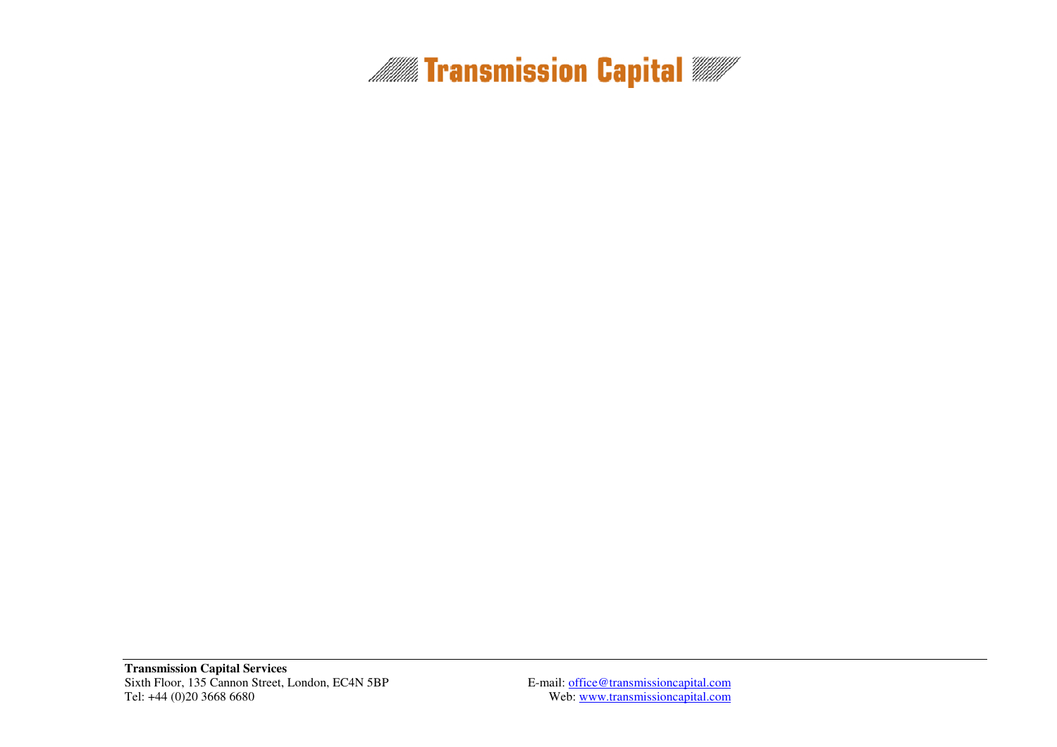**Transmission Capital**

**Transmission Capital Services**
Sixth Floor, 135 Cannon Street, London, EC4N 5BP
Tel: +44 (0)20 3668 6680

E-mail: office@transmissioncapital.com
Web: www.transmissioncapital.com